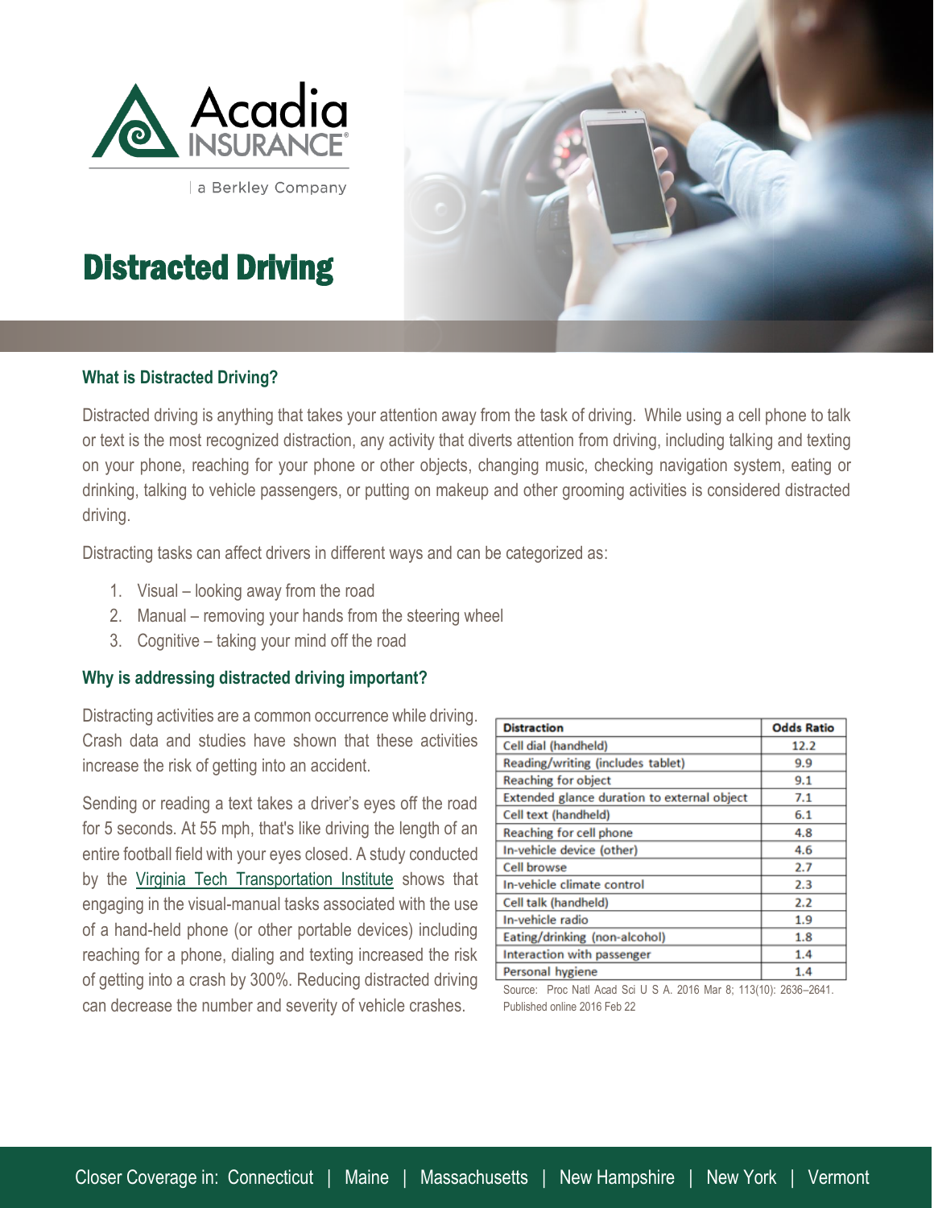Acadia INSURANCE

| a Berkley Company

# Distracted Driving

## What is Distracted Driving?

Distracted driving is anything that takes your attention away from the task of driving. While using a cell phone to talk or text is the most recognized distraction, any activity that diverts attention from driving, including talking and texting on your phone, reaching for your phone or other objects, changing music, checking navigation system, eating or drinking, talking to vehicle passengers, or putting on makeup and other grooming activities is considered distracted driving.

Distracting tasks can affect drivers in different ways and can be categorized as:

1. Visual – looking away from the road
2. Manual – removing your hands from the steering wheel
3. Cognitive – taking your mind off the road

## Why is addressing distracted driving important?

Distracting activities are a common occurrence while driving. Crash data and studies have shown that these activities increase the risk of getting into an accident.

Sending or reading a text takes a driver's eyes off the road for 5 seconds. At 55 mph, that's like driving the length of an entire football field with your eyes closed. A study conducted by the Virginia Tech Transportation Institute shows that engaging in the visual-manual tasks associated with the use of a hand-held phone (or other portable devices) including reaching for a phone, dialing and texting increased the risk of getting into a crash by 300%. Reducing distracted driving can decrease the number and severity of vehicle crashes.

| Distraction | Odds Ratio |
|---|---|
| Cell dial (handheld) | 12.2 |
| Reading/writing (includes tablet) | 9.9 |
| Reaching for object | 9.1 |
| Extended glance duration to external object | 7.1 |
| Cell text (handheld) | 6.1 |
| Reaching for cell phone | 4.8 |
| In-vehicle device (other) | 4.6 |
| Cell browse | 2.7 |
| In-vehicle climate control | 2.3 |
| Cell talk (handheld) | 2.2 |
| In-vehicle radio | 1.9 |
| Eating/drinking (non-alcohol) | 1.8 |
| Interaction with passenger | 1.4 |
| Personal hygiene | 1.4 |

Source: Proc Natl Acad Sci U S A. 2016 Mar 8; 113(10): 2636–2641. Published online 2016 Feb 22

Closer Coverage in: Connecticut | Maine | Massachusetts | New Hampshire | New York | Vermont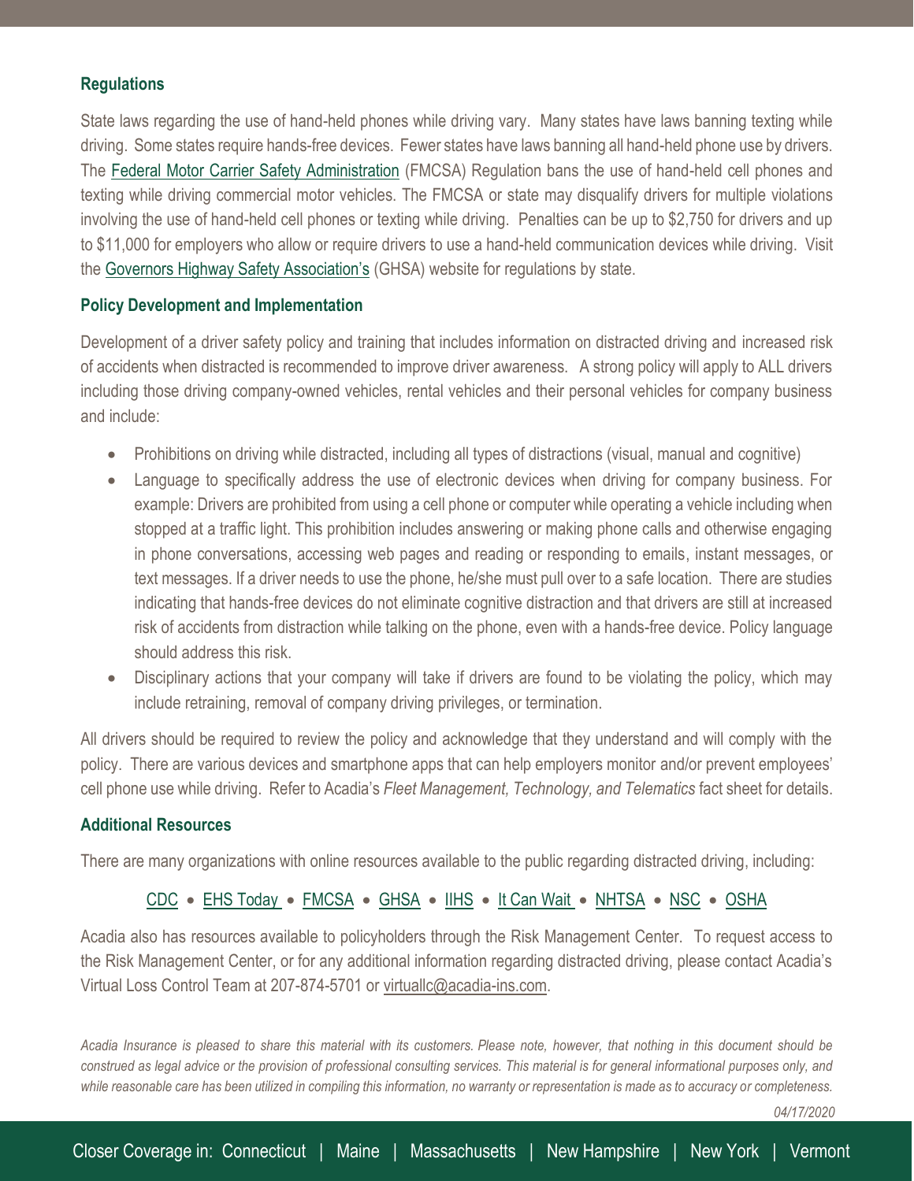## Regulations

State laws regarding the use of hand-held phones while driving vary. Many states have laws banning texting while driving. Some states require hands-free devices. Fewer states have laws banning all hand-held phone use by drivers. The Federal Motor Carrier Safety Administration (FMCSA) Regulation bans the use of hand-held cell phones and texting while driving commercial motor vehicles. The FMCSA or state may disqualify drivers for multiple violations involving the use of hand-held cell phones or texting while driving. Penalties can be up to $2,750 for drivers and up to $11,000 for employers who allow or require drivers to use a hand-held communication devices while driving. Visit the Governors Highway Safety Association's (GHSA) website for regulations by state.

## Policy Development and Implementation

Development of a driver safety policy and training that includes information on distracted driving and increased risk of accidents when distracted is recommended to improve driver awareness. A strong policy will apply to ALL drivers including those driving company-owned vehicles, rental vehicles and their personal vehicles for company business and include:

- Prohibitions on driving while distracted, including all types of distractions (visual, manual and cognitive)
- Language to specifically address the use of electronic devices when driving for company business. For example: Drivers are prohibited from using a cell phone or computer while operating a vehicle including when stopped at a traffic light. This prohibition includes answering or making phone calls and otherwise engaging in phone conversations, accessing web pages and reading or responding to emails, instant messages, or text messages. If a driver needs to use the phone, he/she must pull over to a safe location. There are studies indicating that hands-free devices do not eliminate cognitive distraction and that drivers are still at increased risk of accidents from distraction while talking on the phone, even with a hands-free device. Policy language should address this risk.
- Disciplinary actions that your company will take if drivers are found to be violating the policy, which may include retraining, removal of company driving privileges, or termination.

All drivers should be required to review the policy and acknowledge that they understand and will comply with the policy. There are various devices and smartphone apps that can help employers monitor and/or prevent employees' cell phone use while driving. Refer to Acadia's *Fleet Management, Technology, and Telematics* fact sheet for details.

## Additional Resources

There are many organizations with online resources available to the public regarding distracted driving, including:

CDC • EHS Today • FMCSA • GHSA • IIHS • It Can Wait • NHTSA • NSC • OSHA

Acadia also has resources available to policyholders through the Risk Management Center. To request access to the Risk Management Center, or for any additional information regarding distracted driving, please contact Acadia's Virtual Loss Control Team at 207-874-5701 or virtuallc@acadia-ins.com.

*Acadia Insurance is pleased to share this material with its customers. Please note, however, that nothing in this document should be construed as legal advice or the provision of professional consulting services. This material is for general informational purposes only, and while reasonable care has been utilized in compiling this information, no warranty or representation is made as to accuracy or completeness.*

*04/17/2020*

Closer Coverage in: Connecticut | Maine | Massachusetts | New Hampshire | New York | Vermont